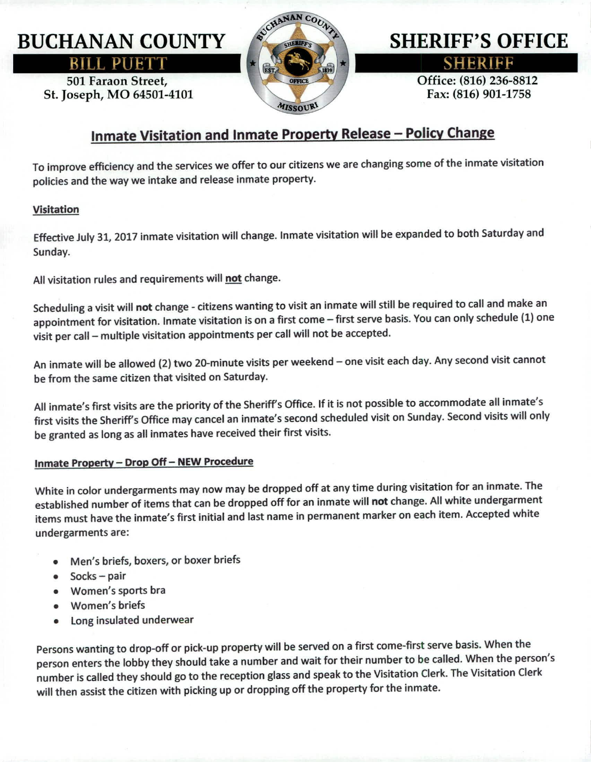# BUCHANAN COUNTY SHERIFF'S OFFICE

**BILL PUETT**
**SHERIFF**

501 Faraon Street,
St. Joseph, MO 64501-4101

Office: (816) 236-8812
Fax: (816) 901-1758

## Inmate Visitation and Inmate Property Release – Policy Change

To improve efficiency and the services we offer to our citizens we are changing some of the inmate visitation policies and the way we intake and release inmate property.

### Visitation

Effective July 31, 2017 inmate visitation will change. Inmate visitation will be expanded to both Saturday and Sunday.

All visitation rules and requirements will **not** change.

Scheduling a visit will **not** change - citizens wanting to visit an inmate will still be required to call and make an appointment for visitation. Inmate visitation is on a first come – first serve basis. You can only schedule (1) one visit per call – multiple visitation appointments per call will not be accepted.

An inmate will be allowed (2) two 20-minute visits per weekend – one visit each day. Any second visit cannot be from the same citizen that visited on Saturday.

All inmate's first visits are the priority of the Sheriff's Office. If it is not possible to accommodate all inmate's first visits the Sheriff's Office may cancel an inmate's second scheduled visit on Sunday. Second visits will only be granted as long as all inmates have received their first visits.

### Inmate Property – Drop Off – NEW Procedure

White in color undergarments may now may be dropped off at any time during visitation for an inmate. The established number of items that can be dropped off for an inmate will **not** change. All white undergarment items must have the inmate's first initial and last name in permanent marker on each item. Accepted white undergarments are:

- Men's briefs, boxers, or boxer briefs
- Socks – pair
- Women's sports bra
- Women's briefs
- Long insulated underwear

Persons wanting to drop-off or pick-up property will be served on a first come-first serve basis. When the person enters the lobby they should take a number and wait for their number to be called. When the person's number is called they should go to the reception glass and speak to the Visitation Clerk. The Visitation Clerk will then assist the citizen with picking up or dropping off the property for the inmate.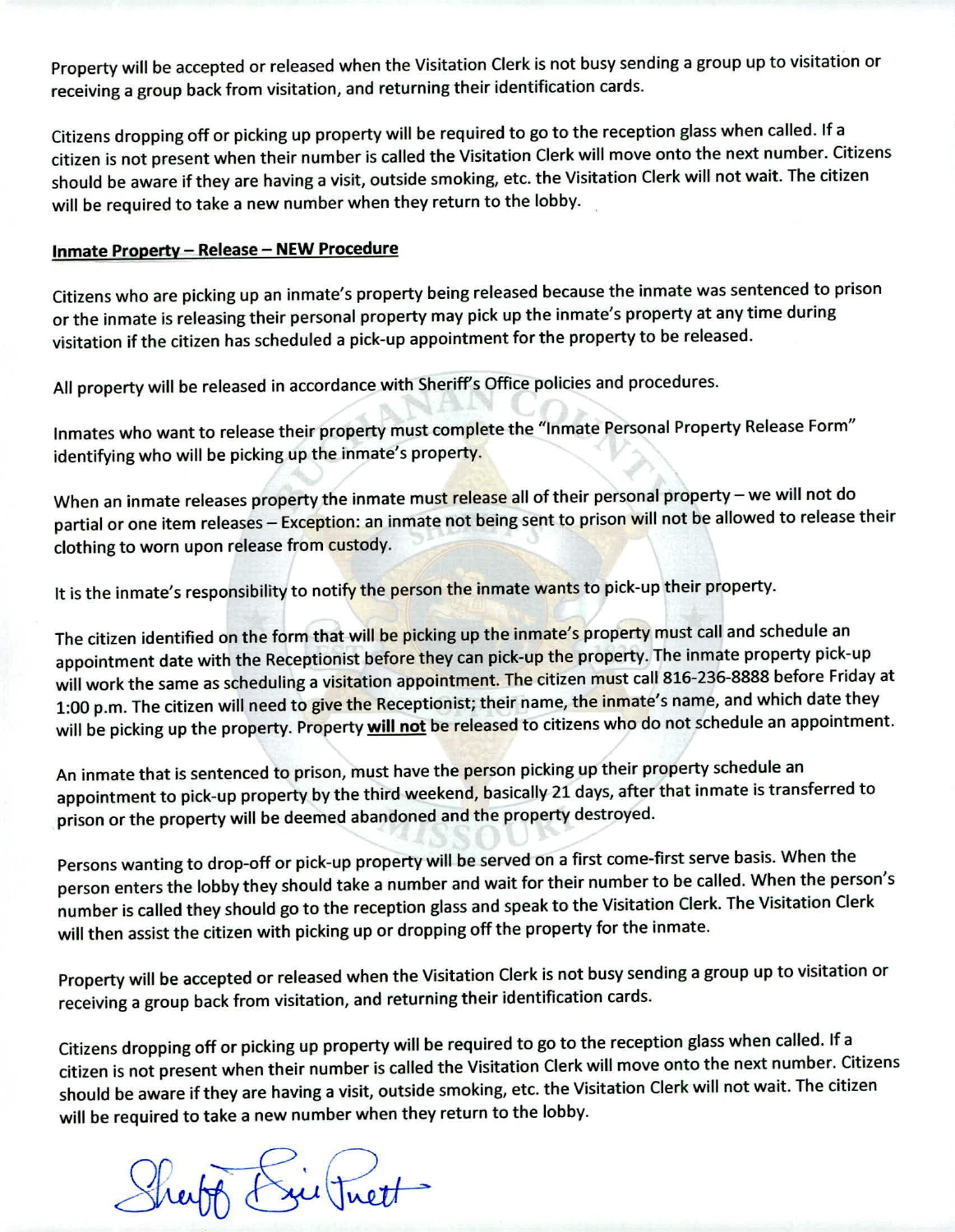Property will be accepted or released when the Visitation Clerk is not busy sending a group up to visitation or receiving a group back from visitation, and returning their identification cards.

Citizens dropping off or picking up property will be required to go to the reception glass when called. If a citizen is not present when their number is called the Visitation Clerk will move onto the next number. Citizens should be aware if they are having a visit, outside smoking, etc. the Visitation Clerk will not wait. The citizen will be required to take a new number when they return to the lobby.

**Inmate Property – Release – NEW Procedure**

Citizens who are picking up an inmate's property being released because the inmate was sentenced to prison or the inmate is releasing their personal property may pick up the inmate's property at any time during visitation if the citizen has scheduled a pick-up appointment for the property to be released.

All property will be released in accordance with Sheriff's Office policies and procedures.

Inmates who want to release their property must complete the "Inmate Personal Property Release Form" identifying who will be picking up the inmate's property.

When an inmate releases property the inmate must release all of their personal property – we will not do partial or one item releases – Exception: an inmate not being sent to prison will not be allowed to release their clothing to worn upon release from custody.

It is the inmate's responsibility to notify the person the inmate wants to pick-up their property.

The citizen identified on the form that will be picking up the inmate's property must call and schedule an appointment date with the Receptionist before they can pick-up the property. The inmate property pick-up will work the same as scheduling a visitation appointment. The citizen must call 816-236-8888 before Friday at 1:00 p.m. The citizen will need to give the Receptionist; their name, the inmate's name, and which date they will be picking up the property. Property **will not** be released to citizens who do not schedule an appointment.

An inmate that is sentenced to prison, must have the person picking up their property schedule an appointment to pick-up property by the third weekend, basically 21 days, after that inmate is transferred to prison or the property will be deemed abandoned and the property destroyed.

Persons wanting to drop-off or pick-up property will be served on a first come-first serve basis. When the person enters the lobby they should take a number and wait for their number to be called. When the person's number is called they should go to the reception glass and speak to the Visitation Clerk. The Visitation Clerk will then assist the citizen with picking up or dropping off the property for the inmate.

Property will be accepted or released when the Visitation Clerk is not busy sending a group up to visitation or receiving a group back from visitation, and returning their identification cards.

Citizens dropping off or picking up property will be required to go to the reception glass when called. If a citizen is not present when their number is called the Visitation Clerk will move onto the next number. Citizens should be aware if they are having a visit, outside smoking, etc. the Visitation Clerk will not wait. The citizen will be required to take a new number when they return to the lobby.

Sheriff Bill Puett